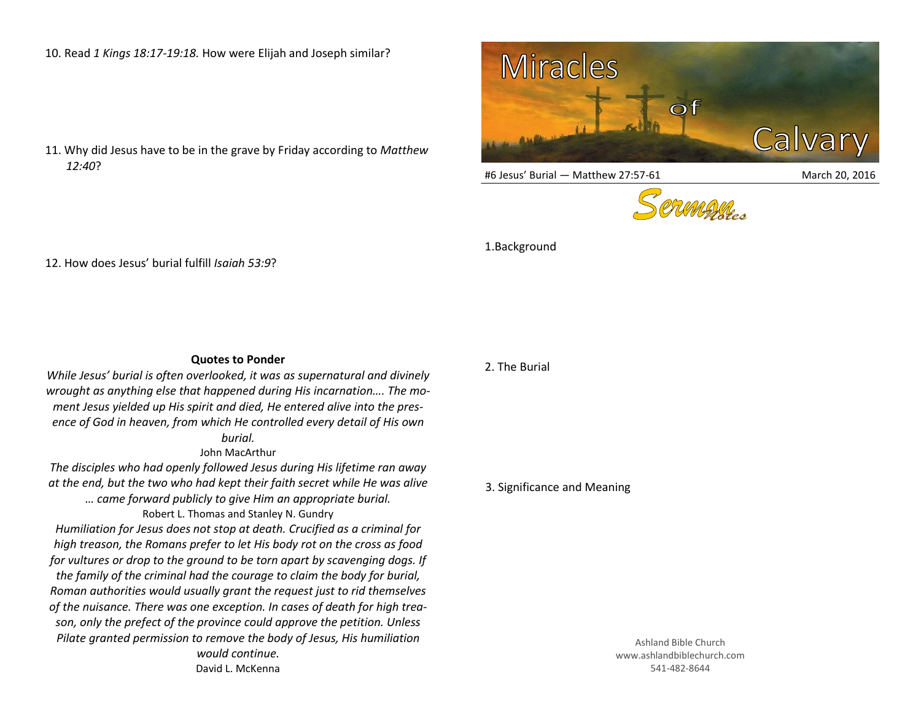10. Read *1 Kings 18:17-19:18.* How were Elijah and Joseph similar?

11. Why did Jesus have to be in the grave by Friday according to *Matthew 12:40*?

12. How does Jesus' burial fulfill *Isaiah 53:9*?

**Quotes to Ponder**

*While Jesus' burial is often overlooked, it was as supernatural and divinely wrought as anything else that happened during His incarnation…. The moment Jesus yielded up His spirit and died, He entered alive into the presence of God in heaven, from which He controlled every detail of His own burial.*

John MacArthur

*The disciples who had openly followed Jesus during His lifetime ran away at the end, but the two who had kept their faith secret while He was alive … came forward publicly to give Him an appropriate burial.*

Robert L. Thomas and Stanley N. Gundry

*Humiliation for Jesus does not stop at death. Crucified as a criminal for high treason, the Romans prefer to let His body rot on the cross as food for vultures or drop to the ground to be torn apart by scavenging dogs. If the family of the criminal had the courage to claim the body for burial, Roman authorities would usually grant the request just to rid themselves of the nuisance. There was one exception. In cases of death for high treason, only the prefect of the province could approve the petition. Unless Pilate granted permission to remove the body of Jesus, His humiliation would continue.*

David L. McKenna

# Miracles of Calvary

#6 Jesus' Burial — Matthew 27:57-61

March 20, 2016

## Sermon Notes

1.Background

2. The Burial

3. Significance and Meaning

Ashland Bible Church
www.ashlandbiblechurch.com
541-482-8644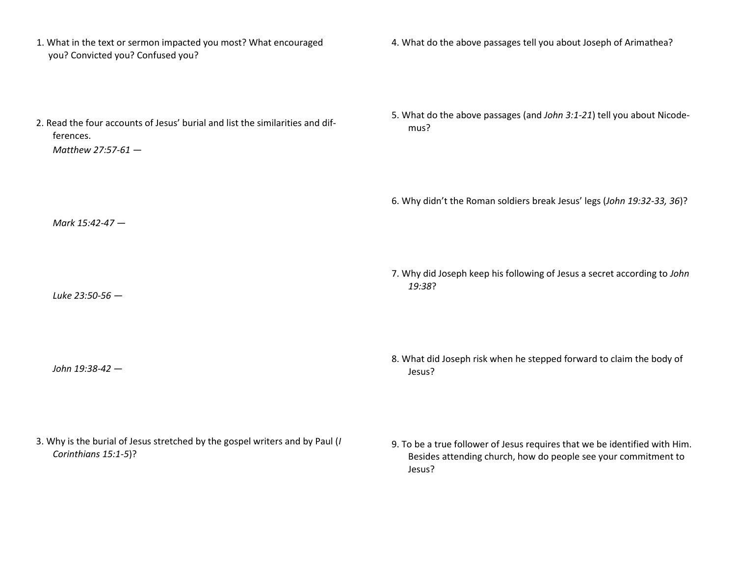1. What in the text or sermon impacted you most? What encouraged you? Convicted you? Confused you?

2. Read the four accounts of Jesus' burial and list the similarities and differences.

   *Matthew 27:57-61 —*

   *Mark 15:42-47 —*

   *Luke 23:50-56 —*

   *John 19:38-42 —*

3. Why is the burial of Jesus stretched by the gospel writers and by Paul (*I Corinthians 15:1-5*)?

4. What do the above passages tell you about Joseph of Arimathea?

5. What do the above passages (and *John 3:1-21*) tell you about Nicodemus?

6. Why didn't the Roman soldiers break Jesus' legs (*John 19:32-33, 36*)?

7. Why did Joseph keep his following of Jesus a secret according to *John 19:38*?

8. What did Joseph risk when he stepped forward to claim the body of Jesus?

9. To be a true follower of Jesus requires that we be identified with Him. Besides attending church, how do people see your commitment to Jesus?